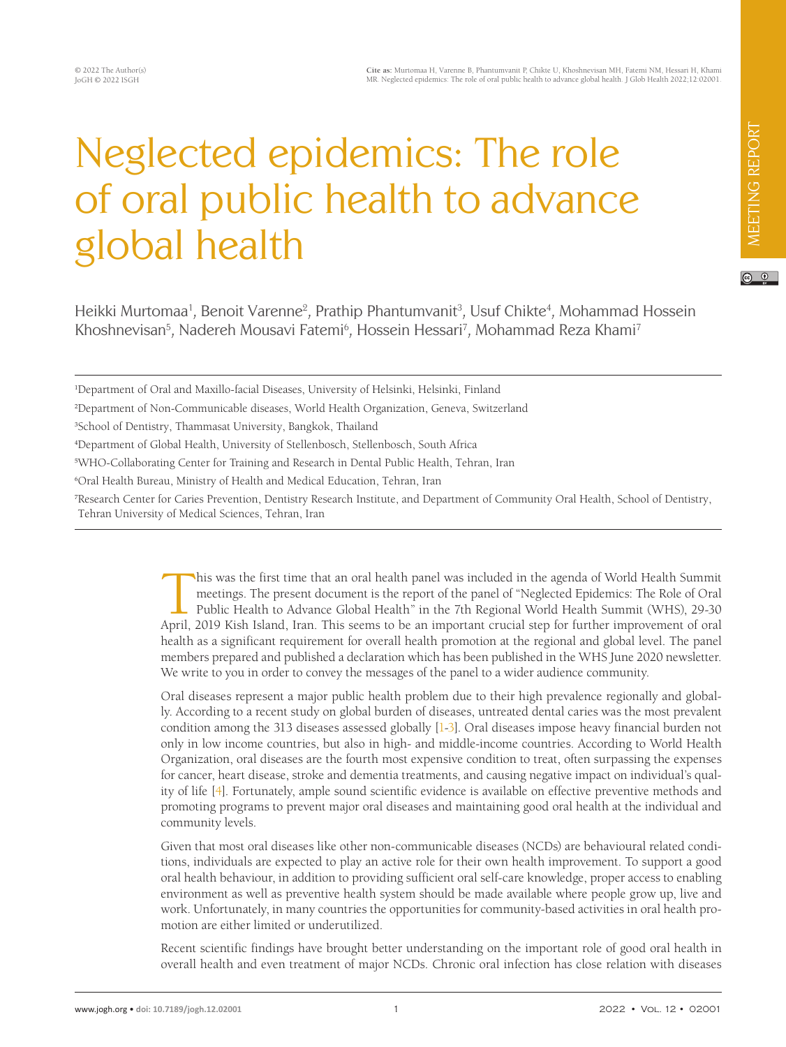© 2022 The Author(s)
JoGH © 2022 ISGH

**Cite as:** Murtomaa H, Varenne B, Phantumvanit P, Chikte U, Khoshnevisan MH, Fatemi NM, Hessari H, Khami MR. Neglected epidemics: The role of oral public health to advance global health. J Glob Health 2022;12:02001.

MEETING REPORT

# Neglected epidemics: The role of oral public health to advance global health

Heikki Murtomaa[1], Benoit Varenne[2], Prathip Phantumvanit[3], Usuf Chikte[4], Mohammad Hossein Khoshnevisan[5], Nadereh Mousavi Fatemi[6], Hossein Hessari[7], Mohammad Reza Khami[7]

[1]Department of Oral and Maxillo-facial Diseases, University of Helsinki, Helsinki, Finland

[2]Department of Non-Communicable diseases, World Health Organization, Geneva, Switzerland

[3]School of Dentistry, Thammasat University, Bangkok, Thailand

[4]Department of Global Health, University of Stellenbosch, Stellenbosch, South Africa

[5]WHO-Collaborating Center for Training and Research in Dental Public Health, Tehran, Iran

[6]Oral Health Bureau, Ministry of Health and Medical Education, Tehran, Iran

[7]Research Center for Caries Prevention, Dentistry Research Institute, and Department of Community Oral Health, School of Dentistry, Tehran University of Medical Sciences, Tehran, Iran

This was the first time that an oral health panel was included in the agenda of World Health Summit meetings. The present document is the report of the panel of "Neglected Epidemics: The Role of Oral Public Health to Advance Global Health" in the 7th Regional World Health Summit (WHS), 29-30 April, 2019 Kish Island, Iran. This seems to be an important crucial step for further improvement of oral health as a significant requirement for overall health promotion at the regional and global level. The panel members prepared and published a declaration which has been published in the WHS June 2020 newsletter. We write to you in order to convey the messages of the panel to a wider audience community.

Oral diseases represent a major public health problem due to their high prevalence regionally and globally. According to a recent study on global burden of diseases, untreated dental caries was the most prevalent condition among the 313 diseases assessed globally [1-3]. Oral diseases impose heavy financial burden not only in low income countries, but also in high- and middle-income countries. According to World Health Organization, oral diseases are the fourth most expensive condition to treat, often surpassing the expenses for cancer, heart disease, stroke and dementia treatments, and causing negative impact on individual's quality of life [4]. Fortunately, ample sound scientific evidence is available on effective preventive methods and promoting programs to prevent major oral diseases and maintaining good oral health at the individual and community levels.

Given that most oral diseases like other non-communicable diseases (NCDs) are behavioural related conditions, individuals are expected to play an active role for their own health improvement. To support a good oral health behaviour, in addition to providing sufficient oral self-care knowledge, proper access to enabling environment as well as preventive health system should be made available where people grow up, live and work. Unfortunately, in many countries the opportunities for community-based activities in oral health promotion are either limited or underutilized.

Recent scientific findings have brought better understanding on the important role of good oral health in overall health and even treatment of major NCDs. Chronic oral infection has close relation with diseases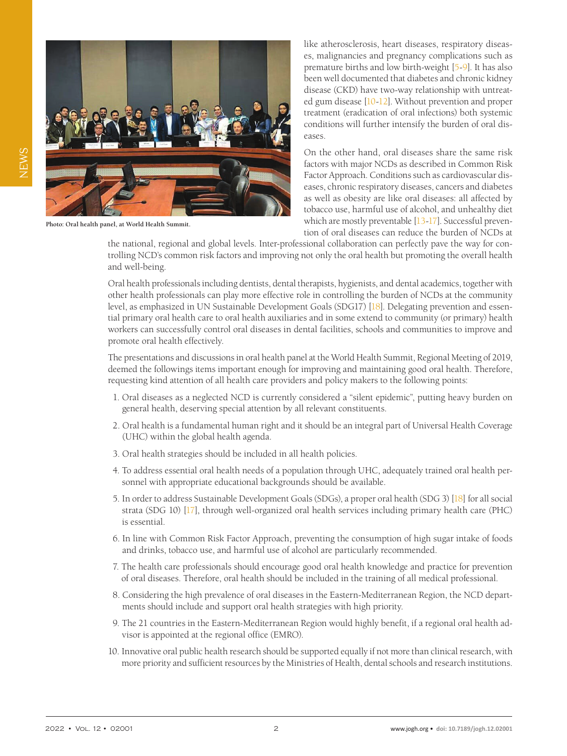Photo: Oral health panel, at World Health Summit.

like atherosclerosis, heart diseases, respiratory diseases, malignancies and pregnancy complications such as premature births and low birth-weight [5-9]. It has also been well documented that diabetes and chronic kidney disease (CKD) have two-way relationship with untreated gum disease [10-12]. Without prevention and proper treatment (eradication of oral infections) both systemic conditions will further intensify the burden of oral diseases.

On the other hand, oral diseases share the same risk factors with major NCDs as described in Common Risk Factor Approach. Conditions such as cardiovascular diseases, chronic respiratory diseases, cancers and diabetes as well as obesity are like oral diseases: all affected by tobacco use, harmful use of alcohol, and unhealthy diet which are mostly preventable [13-17]. Successful prevention of oral diseases can reduce the burden of NCDs at the national, regional and global levels. Inter-professional collaboration can perfectly pave the way for controlling NCD's common risk factors and improving not only the oral health but promoting the overall health and well-being.

Oral health professionals including dentists, dental therapists, hygienists, and dental academics, together with other health professionals can play more effective role in controlling the burden of NCDs at the community level, as emphasized in UN Sustainable Development Goals (SDG17) [18]. Delegating prevention and essential primary oral health care to oral health auxiliaries and in some extend to community (or primary) health workers can successfully control oral diseases in dental facilities, schools and communities to improve and promote oral health effectively.

The presentations and discussions in oral health panel at the World Health Summit, Regional Meeting of 2019, deemed the followings items important enough for improving and maintaining good oral health. Therefore, requesting kind attention of all health care providers and policy makers to the following points:

1. Oral diseases as a neglected NCD is currently considered a "silent epidemic", putting heavy burden on general health, deserving special attention by all relevant constituents.
2. Oral health is a fundamental human right and it should be an integral part of Universal Health Coverage (UHC) within the global health agenda.
3. Oral health strategies should be included in all health policies.
4. To address essential oral health needs of a population through UHC, adequately trained oral health personnel with appropriate educational backgrounds should be available.
5. In order to address Sustainable Development Goals (SDGs), a proper oral health (SDG 3) [18] for all social strata (SDG 10) [17], through well-organized oral health services including primary health care (PHC) is essential.
6. In line with Common Risk Factor Approach, preventing the consumption of high sugar intake of foods and drinks, tobacco use, and harmful use of alcohol are particularly recommended.
7. The health care professionals should encourage good oral health knowledge and practice for prevention of oral diseases. Therefore, oral health should be included in the training of all medical professional.
8. Considering the high prevalence of oral diseases in the Eastern-Mediterranean Region, the NCD departments should include and support oral health strategies with high priority.
9. The 21 countries in the Eastern-Mediterranean Region would highly benefit, if a regional oral health advisor is appointed at the regional office (EMRO).
10. Innovative oral public health research should be supported equally if not more than clinical research, with more priority and sufficient resources by the Ministries of Health, dental schools and research institutions.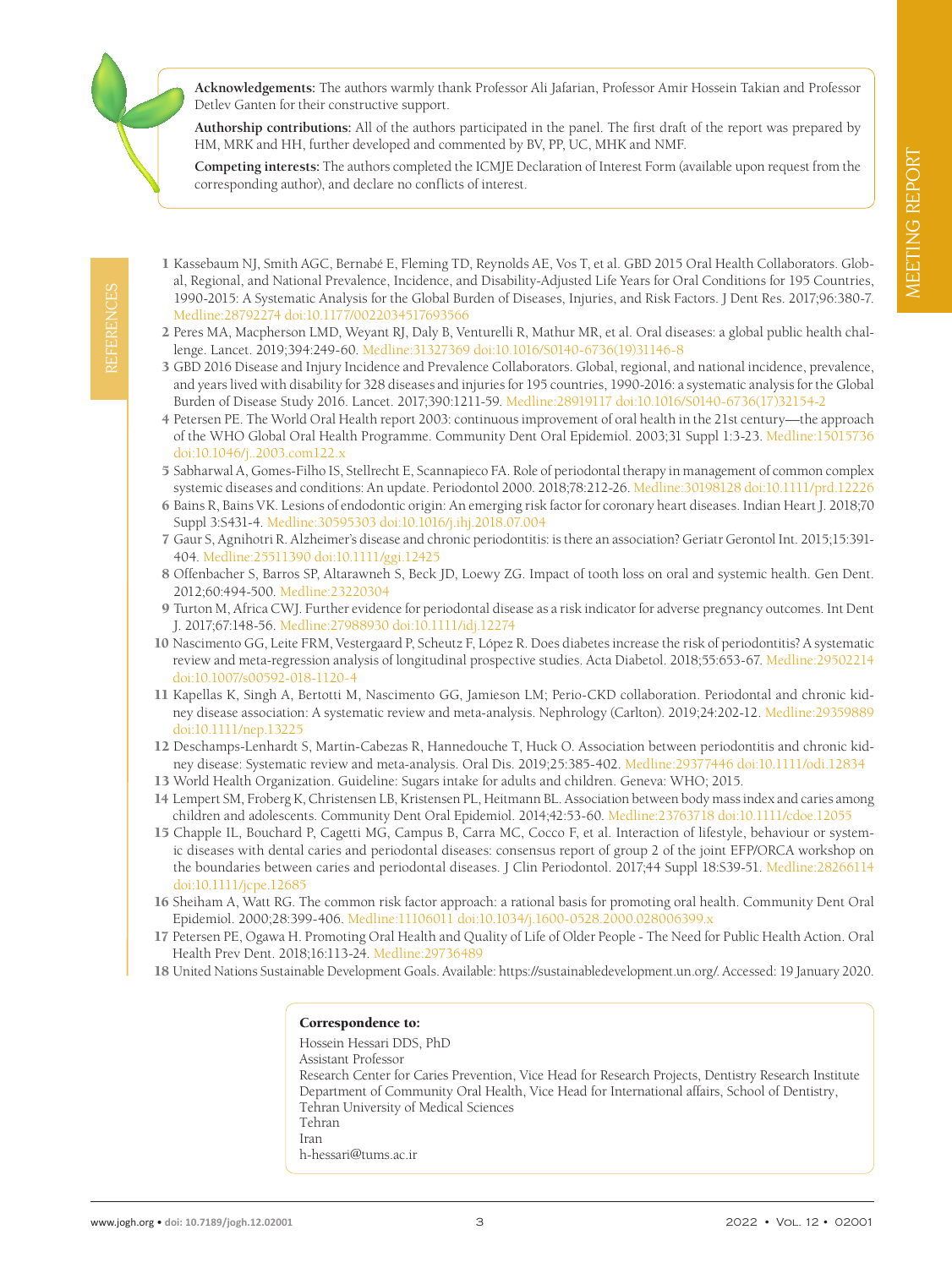**Acknowledgements:** The authors warmly thank Professor Ali Jafarian, Professor Amir Hossein Takian and Professor Detlev Ganten for their constructive support.

**Authorship contributions:** All of the authors participated in the panel. The first draft of the report was prepared by HM, MRK and HH, further developed and commented by BV, PP, UC, MHK and NMF.

**Competing interests:** The authors completed the ICMJE Declaration of Interest Form (available upon request from the corresponding author), and declare no conflicts of interest.

## REFERENCES

1. Kassebaum NJ, Smith AGC, Bernabé E, Fleming TD, Reynolds AE, Vos T, et al. GBD 2015 Oral Health Collaborators. Global, Regional, and National Prevalence, Incidence, and Disability-Adjusted Life Years for Oral Conditions for 195 Countries, 1990-2015: A Systematic Analysis for the Global Burden of Diseases, Injuries, and Risk Factors. J Dent Res. 2017;96:380-7. Medline:28792274 doi:10.1177/0022034517693566
2. Peres MA, Macpherson LMD, Weyant RJ, Daly B, Venturelli R, Mathur MR, et al. Oral diseases: a global public health challenge. Lancet. 2019;394:249-60. Medline:31327369 doi:10.1016/S0140-6736(19)31146-8
3. GBD 2016 Disease and Injury Incidence and Prevalence Collaborators. Global, regional, and national incidence, prevalence, and years lived with disability for 328 diseases and injuries for 195 countries, 1990-2016: a systematic analysis for the Global Burden of Disease Study 2016. Lancet. 2017;390:1211-59. Medline:28919117 doi:10.1016/S0140-6736(17)32154-2
4. Petersen PE. The World Oral Health report 2003: continuous improvement of oral health in the 21st century—the approach of the WHO Global Oral Health Programme. Community Dent Oral Epidemiol. 2003;31 Suppl 1:3-23. Medline:15015736 doi:10.1046/j..2003.com122.x
5. Sabharwal A, Gomes-Filho IS, Stellrecht E, Scannapieco FA. Role of periodontal therapy in management of common complex systemic diseases and conditions: An update. Periodontol 2000. 2018;78:212-26. Medline:30198128 doi:10.1111/prd.12226
6. Bains R, Bains VK. Lesions of endodontic origin: An emerging risk factor for coronary heart diseases. Indian Heart J. 2018;70 Suppl 3:S431-4. Medline:30595303 doi:10.1016/j.ihj.2018.07.004
7. Gaur S, Agnihotri R. Alzheimer's disease and chronic periodontitis: is there an association? Geriatr Gerontol Int. 2015;15:391-404. Medline:25511390 doi:10.1111/ggi.12425
8. Offenbacher S, Barros SP, Altarawneh S, Beck JD, Loewy ZG. Impact of tooth loss on oral and systemic health. Gen Dent. 2012;60:494-500. Medline:23220304
9. Turton M, Africa CWJ. Further evidence for periodontal disease as a risk indicator for adverse pregnancy outcomes. Int Dent J. 2017;67:148-56. Medline:27988930 doi:10.1111/idj.12274
10. Nascimento GG, Leite FRM, Vestergaard P, Scheutz F, López R. Does diabetes increase the risk of periodontitis? A systematic review and meta-regression analysis of longitudinal prospective studies. Acta Diabetol. 2018;55:653-67. Medline:29502214 doi:10.1007/s00592-018-1120-4
11. Kapellas K, Singh A, Bertotti M, Nascimento GG, Jamieson LM; Perio-CKD collaboration. Periodontal and chronic kidney disease association: A systematic review and meta-analysis. Nephrology (Carlton). 2019;24:202-12. Medline:29359889 doi:10.1111/nep.13225
12. Deschamps-Lenhardt S, Martin-Cabezas R, Hannedouche T, Huck O. Association between periodontitis and chronic kidney disease: Systematic review and meta-analysis. Oral Dis. 2019;25:385-402. Medline:29377446 doi:10.1111/odi.12834
13. World Health Organization. Guideline: Sugars intake for adults and children. Geneva: WHO; 2015.
14. Lempert SM, Froberg K, Christensen LB, Kristensen PL, Heitmann BL. Association between body mass index and caries among children and adolescents. Community Dent Oral Epidemiol. 2014;42:53-60. Medline:23763718 doi:10.1111/cdoe.12055
15. Chapple IL, Bouchard P, Cagetti MG, Campus B, Carra MC, Cocco F, et al. Interaction of lifestyle, behaviour or systemic diseases with dental caries and periodontal diseases: consensus report of group 2 of the joint EFP/ORCA workshop on the boundaries between caries and periodontal diseases. J Clin Periodontol. 2017;44 Suppl 18:S39-51. Medline:28266114 doi:10.1111/jcpe.12685
16. Sheiham A, Watt RG. The common risk factor approach: a rational basis for promoting oral health. Community Dent Oral Epidemiol. 2000;28:399-406. Medline:11106011 doi:10.1034/j.1600-0528.2000.028006399.x
17. Petersen PE, Ogawa H. Promoting Oral Health and Quality of Life of Older People - The Need for Public Health Action. Oral Health Prev Dent. 2018;16:113-24. Medline:29736489
18. United Nations Sustainable Development Goals. Available: https://sustainabledevelopment.un.org/. Accessed: 19 January 2020.

**Correspondence to:**

Hossein Hessari DDS, PhD
Assistant Professor
Research Center for Caries Prevention, Vice Head for Research Projects, Dentistry Research Institute
Department of Community Oral Health, Vice Head for International affairs, School of Dentistry,
Tehran University of Medical Sciences
Tehran
Iran
h-hessari@tums.ac.ir